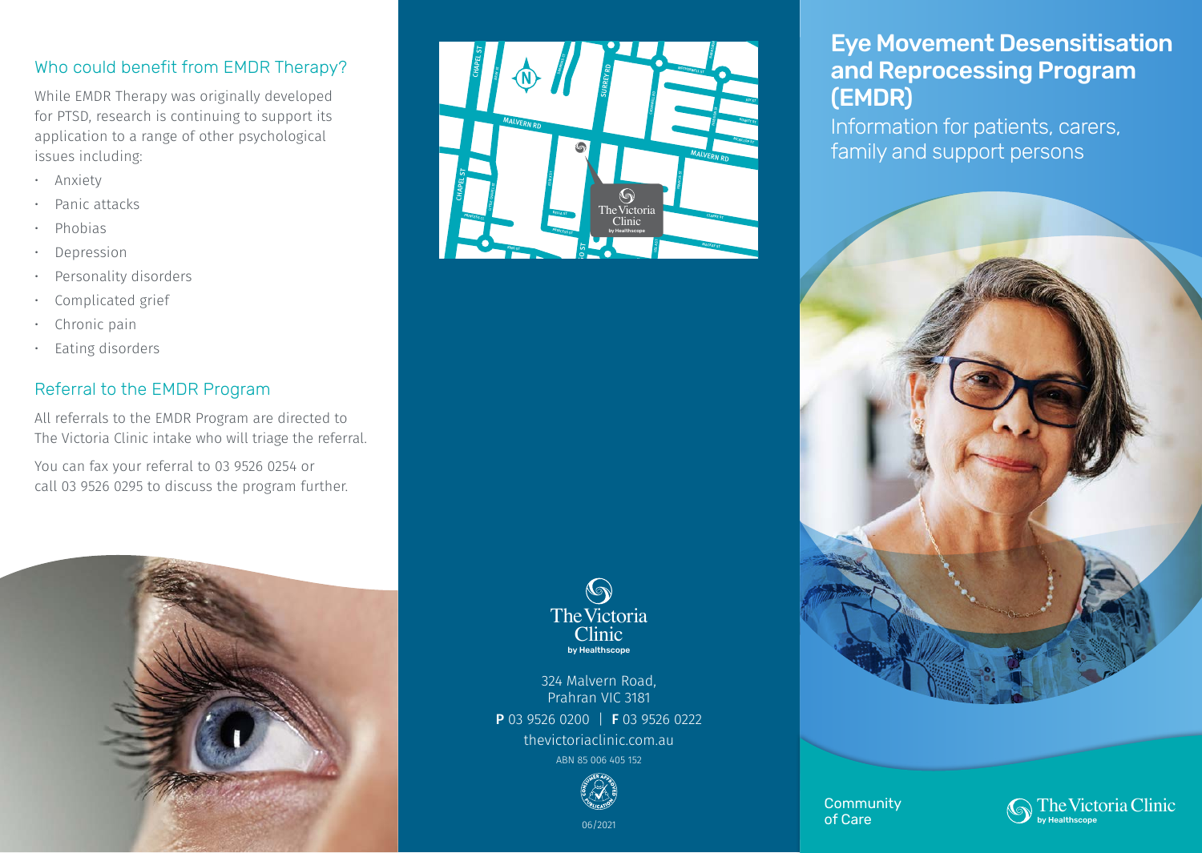# Eye Movement Desensitisation and Reprocessing Program (EMDR)

Information for patients, carers, family and support persons

Community of Care

The Victoria Clinic by Healthscope

## Who could benefit from EMDR Therapy?

While EMDR Therapy was originally developed for PTSD, research is continuing to support its application to a range of other psychological issues including:

- Anxiety
- Panic attacks
- Phobias
- Depression
- Personality disorders
- Complicated grief
- Chronic pain
- Eating disorders

## Referral to the EMDR Program

All referrals to the EMDR Program are directed to The Victoria Clinic intake who will triage the referral.

You can fax your referral to 03 9526 0254 or call 03 9526 0295 to discuss the program further.

The Victoria Clinic by Healthscope

324 Malvern Road,
Prahran VIC 3181

**P** 03 9526 0200 | **F** 03 9526 0222

thevictoriaclinic.com.au

ABN 85 006 405 152

06/2021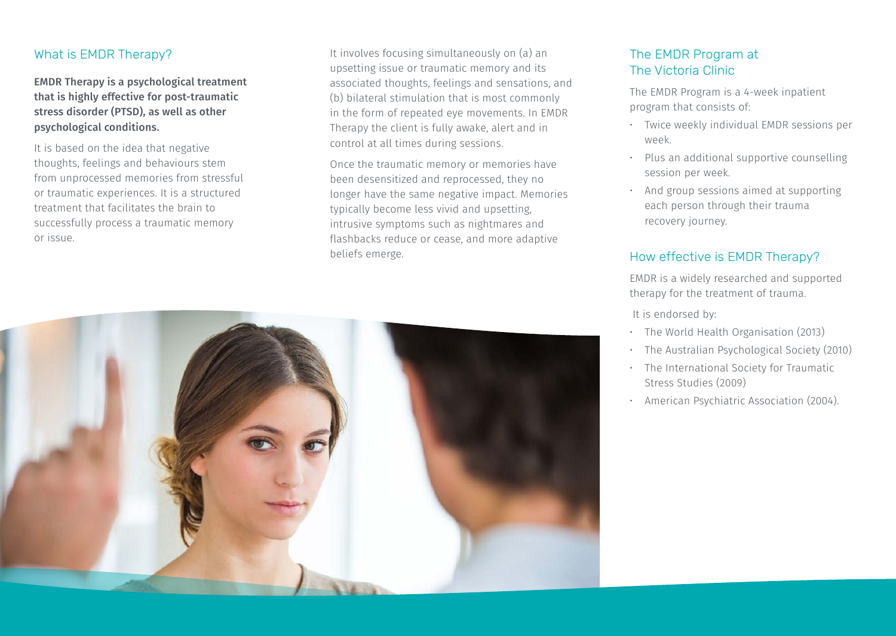## What is EMDR Therapy?

**EMDR Therapy is a psychological treatment that is highly effective for post-traumatic stress disorder (PTSD), as well as other psychological conditions.**

It is based on the idea that negative thoughts, feelings and behaviours stem from unprocessed memories from stressful or traumatic experiences. It is a structured treatment that facilitates the brain to successfully process a traumatic memory or issue.

It involves focusing simultaneously on (a) an upsetting issue or traumatic memory and its associated thoughts, feelings and sensations, and (b) bilateral stimulation that is most commonly in the form of repeated eye movements. In EMDR Therapy the client is fully awake, alert and in control at all times during sessions.

Once the traumatic memory or memories have been desensitized and reprocessed, they no longer have the same negative impact. Memories typically become less vivid and upsetting, intrusive symptoms such as nightmares and flashbacks reduce or cease, and more adaptive beliefs emerge.

## The EMDR Program at The Victoria Clinic

The EMDR Program is a 4-week inpatient program that consists of:

- Twice weekly individual EMDR sessions per week.
- Plus an additional supportive counselling session per week.
- And group sessions aimed at supporting each person through their trauma recovery journey.

## How effective is EMDR Therapy?

EMDR is a widely researched and supported therapy for the treatment of trauma.

It is endorsed by:

- The World Health Organisation (2013)
- The Australian Psychological Society (2010)
- The International Society for Traumatic Stress Studies (2009)
- American Psychiatric Association (2004).